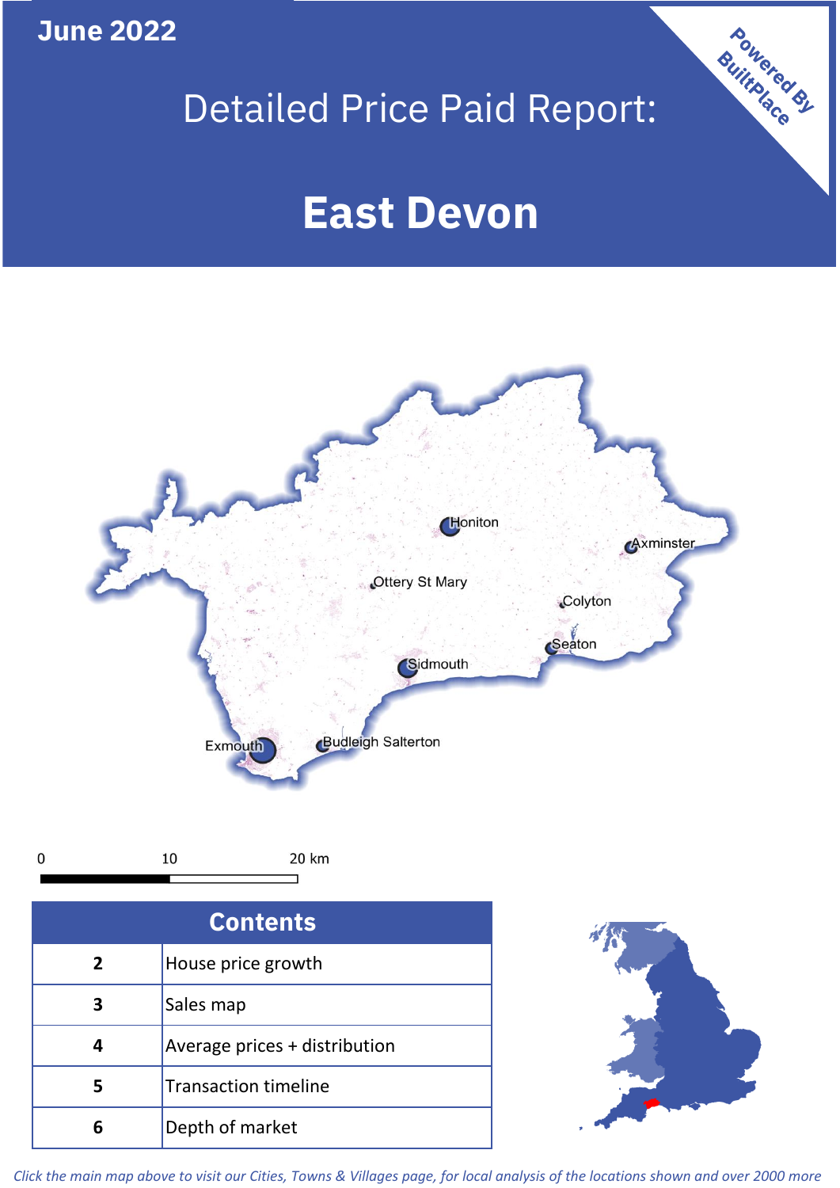June 2022

# Detailed Price Paid Report:

# East Devon

Powered By BuiltPlace

| Contents | |
|---|---|
| 2 | House price growth |
| 3 | Sales map |
| 4 | Average prices + distribution |
| 5 | Transaction timeline |
| 6 | Depth of market |

*Click the main map above to visit our Cities, Towns & Villages page, for local analysis of the locations shown and over 2000 more*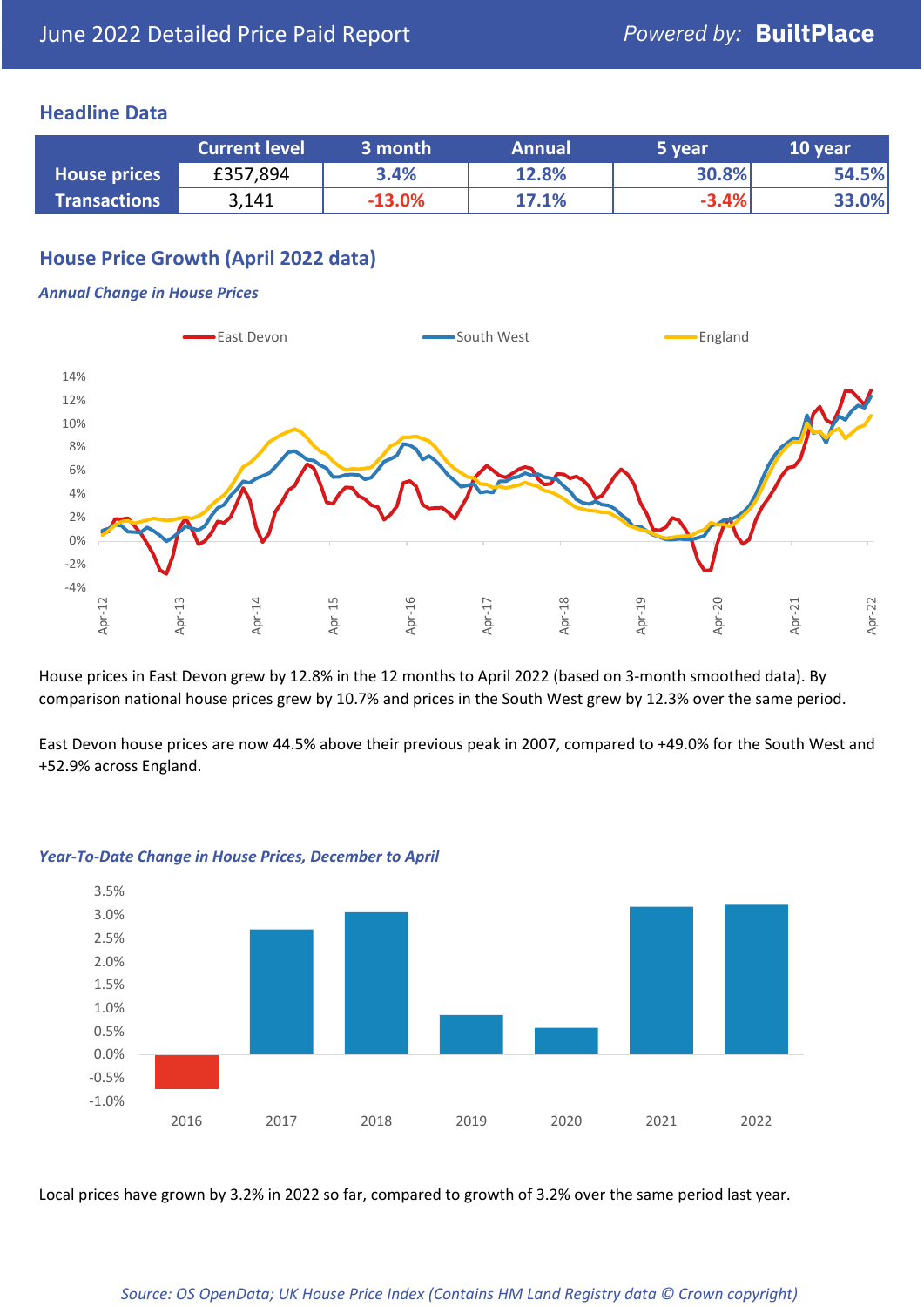June 2022 Detailed Price Paid Report

Powered by: **BuiltPlace**

## Headline Data

| | Current level | 3 month | Annual | 5 year | 10 year |
|---|---|---|---|---|---|
| **House prices** | £357,894 | 3.4% | 12.8% | 30.8% | 54.5% |
| **Transactions** | 3,141 | -13.0% | 17.1% | -3.4% | 33.0% |

## House Price Growth (April 2022 data)

***Annual Change in House Prices***

House prices in East Devon grew by 12.8% in the 12 months to April 2022 (based on 3-month smoothed data). By comparison national house prices grew by 10.7% and prices in the South West grew by 12.3% over the same period.

East Devon house prices are now 44.5% above their previous peak in 2007, compared to +49.0% for the South West and +52.9% across England.

***Year-To-Date Change in House Prices, December to April***

Local prices have grown by 3.2% in 2022 so far, compared to growth of 3.2% over the same period last year.

*Source: OS OpenData; UK House Price Index (Contains HM Land Registry data © Crown copyright)*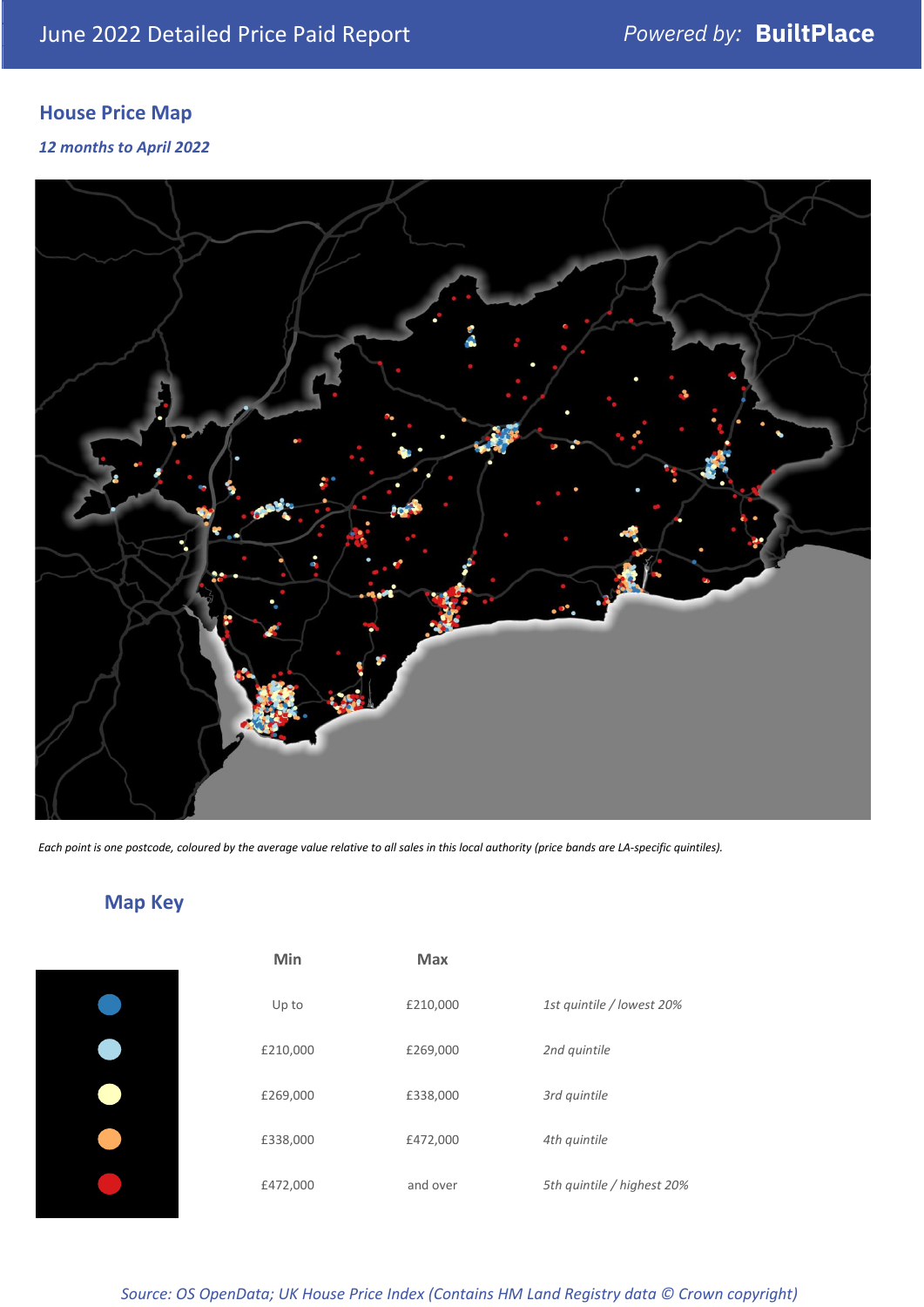June 2022 Detailed Price Paid Report

Powered by: **BuiltPlace**

## House Price Map

*12 months to April 2022*

*Each point is one postcode, coloured by the average value relative to all sales in this local authority (price bands are LA-specific quintiles).*

## Map Key

| | Min | Max | |
|---|---|---|---|
| | Up to | £210,000 | *1st quintile / lowest 20%* |
| | £210,000 | £269,000 | *2nd quintile* |
| | £269,000 | £338,000 | *3rd quintile* |
| | £338,000 | £472,000 | *4th quintile* |
| | £472,000 | and over | *5th quintile / highest 20%* |

*Source: OS OpenData; UK House Price Index (Contains HM Land Registry data © Crown copyright)*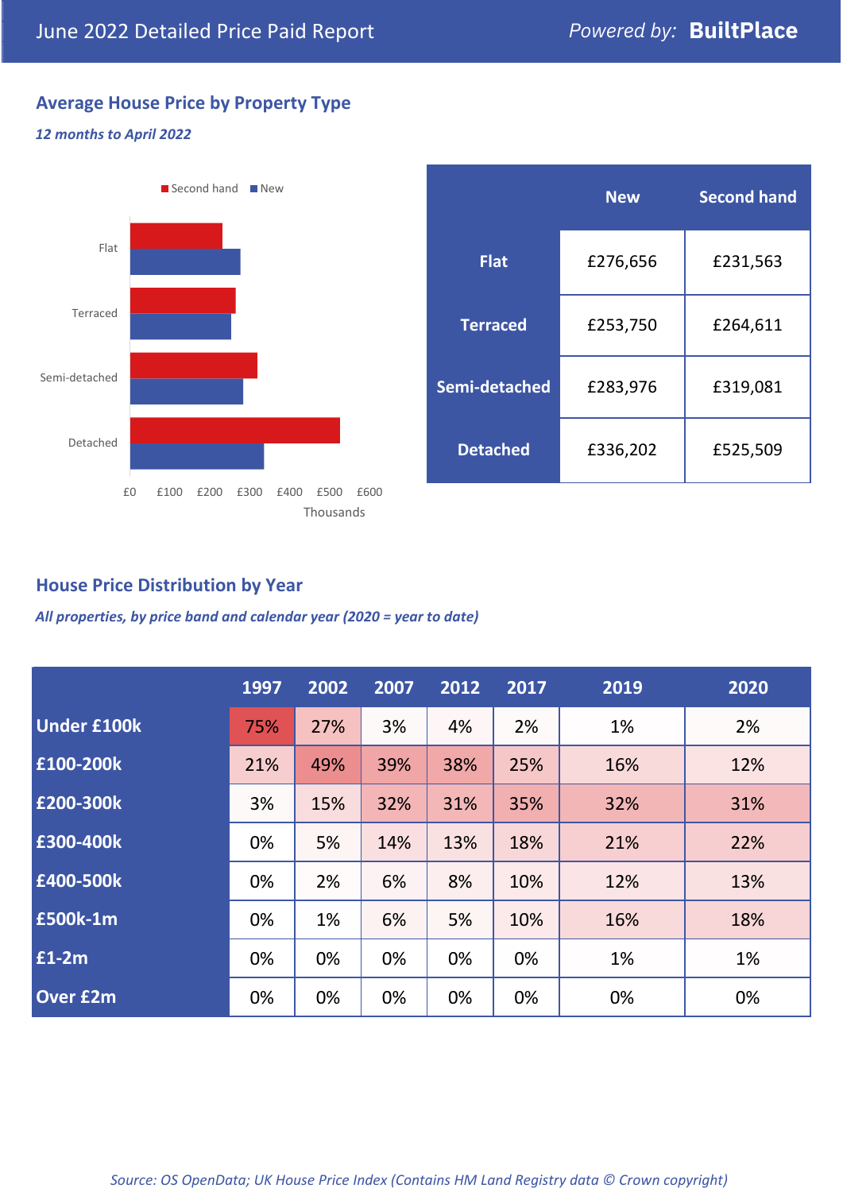# June 2022 Detailed Price Paid Report

Powered by: **BuiltPlace**

## Average House Price by Property Type

*12 months to April 2022*

| | New | Second hand |
|---|---|---|
| **Flat** | £276,656 | £231,563 |
| **Terraced** | £253,750 | £264,611 |
| **Semi-detached** | £283,976 | £319,081 |
| **Detached** | £336,202 | £525,509 |

## House Price Distribution by Year

*All properties, by price band and calendar year (2020 = year to date)*

| | 1997 | 2002 | 2007 | 2012 | 2017 | 2019 | 2020 |
|---|---|---|---|---|---|---|---|
| **Under £100k** | 75% | 27% | 3% | 4% | 2% | 1% | 2% |
| **£100-200k** | 21% | 49% | 39% | 38% | 25% | 16% | 12% |
| **£200-300k** | 3% | 15% | 32% | 31% | 35% | 32% | 31% |
| **£300-400k** | 0% | 5% | 14% | 13% | 18% | 21% | 22% |
| **£400-500k** | 0% | 2% | 6% | 8% | 10% | 12% | 13% |
| **£500k-1m** | 0% | 1% | 6% | 5% | 10% | 16% | 18% |
| **£1-2m** | 0% | 0% | 0% | 0% | 0% | 1% | 1% |
| **Over £2m** | 0% | 0% | 0% | 0% | 0% | 0% | 0% |

*Source: OS OpenData; UK House Price Index (Contains HM Land Registry data © Crown copyright)*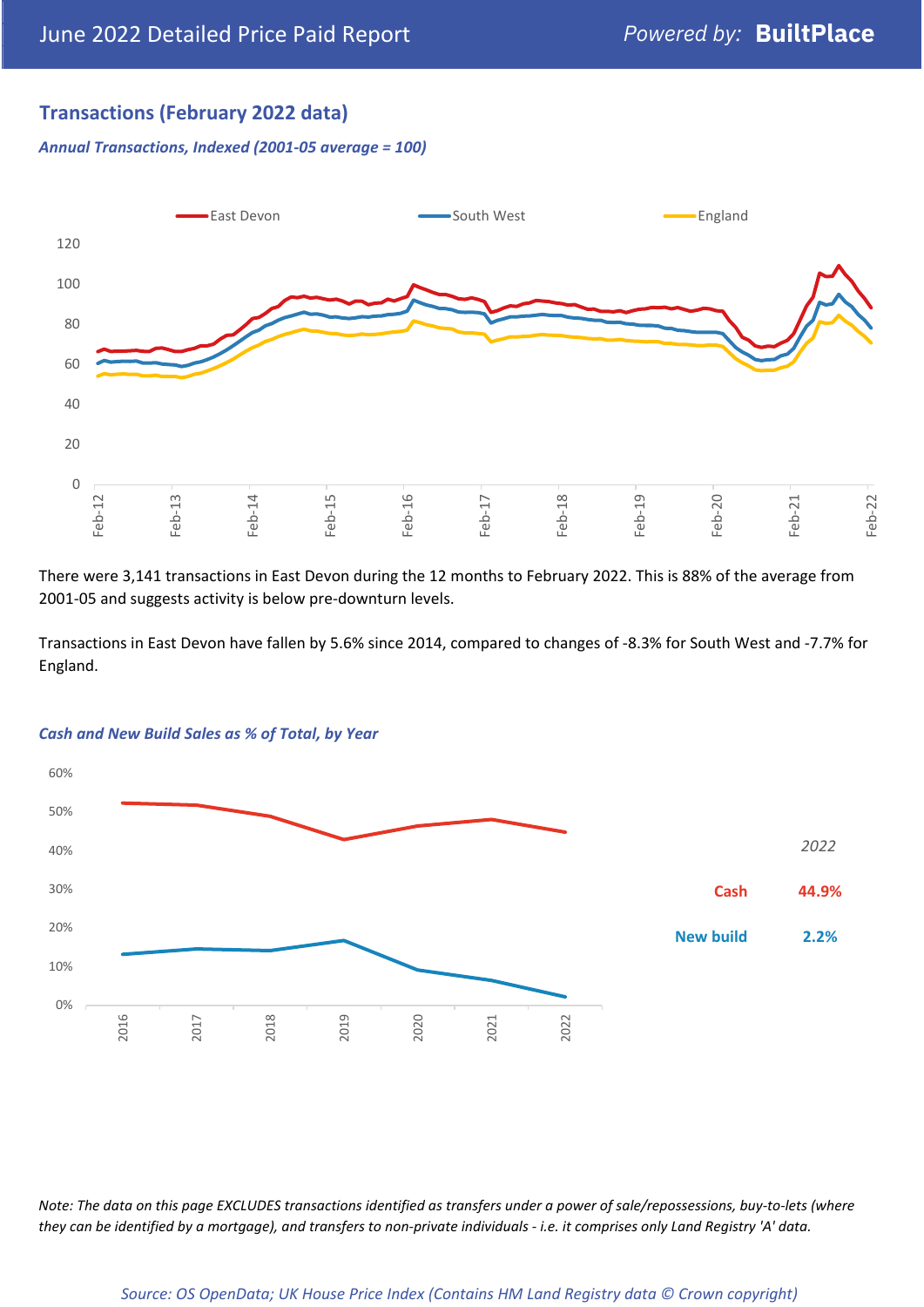## Transactions (February 2022 data)

***Annual Transactions, Indexed (2001-05 average = 100)***

There were 3,141 transactions in East Devon during the 12 months to February 2022. This is 88% of the average from 2001-05 and suggests activity is below pre-downturn levels.

Transactions in East Devon have fallen by 5.6% since 2014, compared to changes of -8.3% for South West and -7.7% for England.

***Cash and New Build Sales as % of Total, by Year***

| | 2022 |
|---|---|
| Cash | 44.9% |
| New build | 2.2% |

*Note: The data on this page EXCLUDES transactions identified as transfers under a power of sale/repossessions, buy-to-lets (where they can be identified by a mortgage), and transfers to non-private individuals - i.e. it comprises only Land Registry 'A' data.*

*Source: OS OpenData; UK House Price Index (Contains HM Land Registry data © Crown copyright)*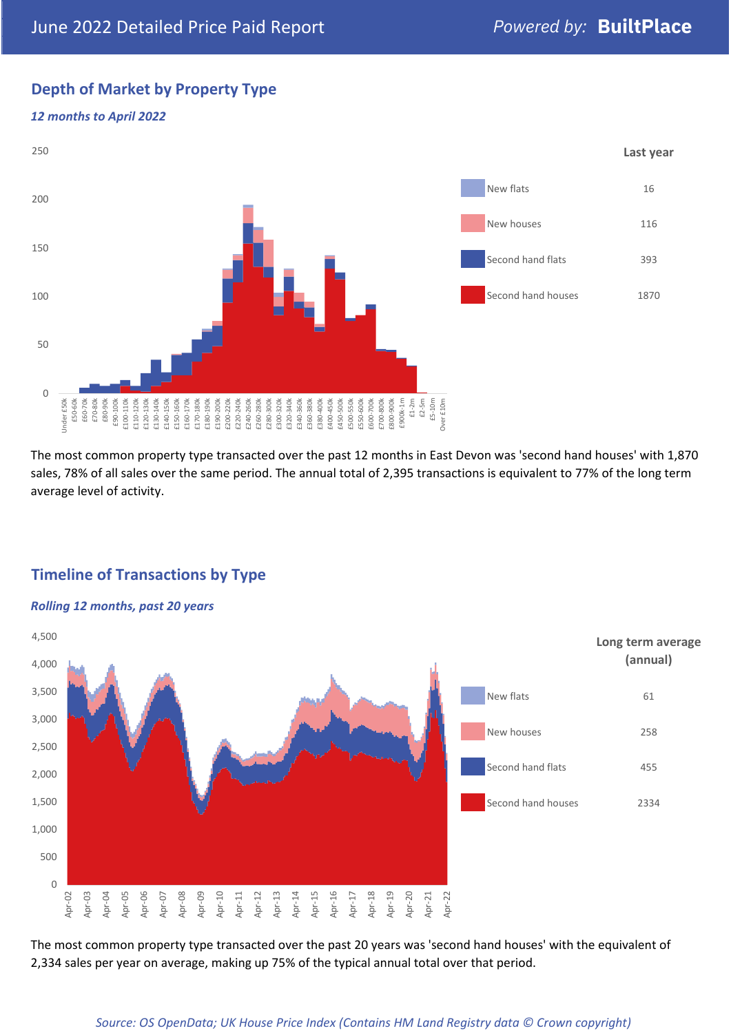June 2022 Detailed Price Paid Report

Powered by: **BuiltPlace**

## Depth of Market by Property Type

*12 months to April 2022*

250
200
150
100
50
0

Under £50k, £50-60k, £60-70k, £70-80k, £80-90k, £90-100k, £100-110k, £110-120k, £120-130k, £130-140k, £140-150k, £150-160k, £160-170k, £170-180k, £180-190k, £190-200k, £200-220k, £220-240k, £240-260k, £260-280k, £280-300k, £300-320k, £320-340k, £340-360k, £360-380k, £380-400k, £400-450k, £450-500k, £500-550k, £550-600k, £600-700k, £700-800k, £800-900k, £900k-1m, £1-2m, £2-5m, £5-10m, Over £10m

Last year

New flats 16

New houses 116

Second hand flats 393

Second hand houses 1870

The most common property type transacted over the past 12 months in East Devon was 'second hand houses' with 1,870 sales, 78% of all sales over the same period. The annual total of 2,395 transactions is equivalent to 77% of the long term average level of activity.

## Timeline of Transactions by Type

*Rolling 12 months, past 20 years*

4,500
4,000
3,500
3,000
2,500
2,000
1,500
1,000
500
0

Apr-02, Apr-03, Apr-04, Apr-05, Apr-06, Apr-07, Apr-08, Apr-09, Apr-10, Apr-11, Apr-12, Apr-13, Apr-14, Apr-15, Apr-16, Apr-17, Apr-18, Apr-19, Apr-20, Apr-21, Apr-22

Long term average (annual)

New flats 61

New houses 258

Second hand flats 455

Second hand houses 2334

The most common property type transacted over the past 20 years was 'second hand houses' with the equivalent of 2,334 sales per year on average, making up 75% of the typical annual total over that period.

*Source: OS OpenData; UK House Price Index (Contains HM Land Registry data © Crown copyright)*